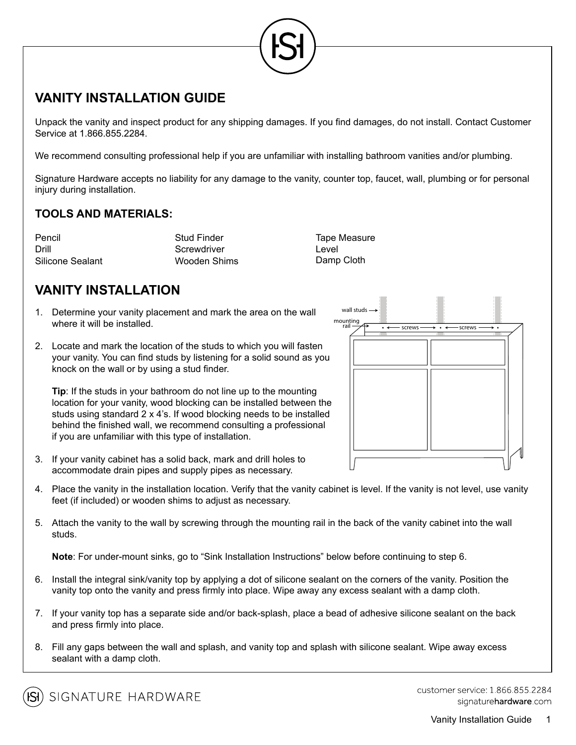## VANITY INSTALLATION GUIDE

Unpack the vanity and inspect product for any shipping damages. If you find damages, do not install. Contact Customer Service at 1.866.855.2284.

We recommend consulting professional help if you are unfamiliar with installing bathroom vanities and/or plumbing.

Signature Hardware accepts no liability for any damage to the vanity, counter top, faucet, wall, plumbing or for personal injury during installation.

### TOOLS AND MATERIALS:

| | | |
|---|---|---|
| Pencil | Stud Finder | Tape Measure |
| Drill | Screwdriver | Level |
| Silicone Sealant | Wooden Shims | Damp Cloth |

## VANITY INSTALLATION

1. Determine your vanity placement and mark the area on the wall where it will be installed.

2. Locate and mark the location of the studs to which you will fasten your vanity. You can find studs by listening for a solid sound as you knock on the wall or by using a stud finder.

   **Tip**: If the studs in your bathroom do not line up to the mounting location for your vanity, wood blocking can be installed between the studs using standard 2 x 4's. If wood blocking needs to be installed behind the finished wall, we recommend consulting a professional if you are unfamiliar with this type of installation.

3. If your vanity cabinet has a solid back, mark and drill holes to accommodate drain pipes and supply pipes as necessary.

4. Place the vanity in the installation location. Verify that the vanity cabinet is level. If the vanity is not level, use vanity feet (if included) or wooden shims to adjust as necessary.

5. Attach the vanity to the wall by screwing through the mounting rail in the back of the vanity cabinet into the wall studs.

   **Note**: For under-mount sinks, go to "Sink Installation Instructions" below before continuing to step 6.

6. Install the integral sink/vanity top by applying a dot of silicone sealant on the corners of the vanity. Position the vanity top onto the vanity and press firmly into place. Wipe away any excess sealant with a damp cloth.

7. If your vanity top has a separate side and/or back-splash, place a bead of adhesive silicone sealant on the back and press firmly into place.

8. Fill any gaps between the wall and splash, and vanity top and splash with silicone sealant. Wipe away excess sealant with a damp cloth.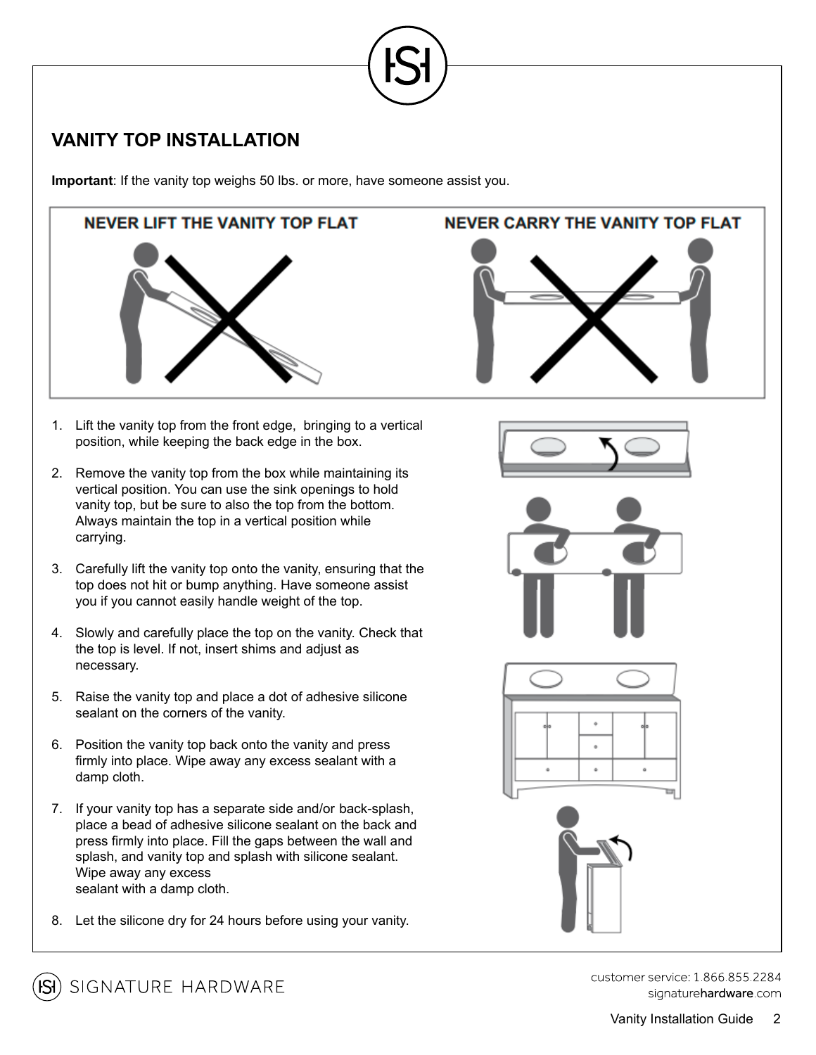## VANITY TOP INSTALLATION

**Important**: If the vanity top weighs 50 lbs. or more, have someone assist you.

NEVER LIFT THE VANITY TOP FLAT

NEVER CARRY THE VANITY TOP FLAT

1. Lift the vanity top from the front edge, bringing to a vertical position, while keeping the back edge in the box.
2. Remove the vanity top from the box while maintaining its vertical position. You can use the sink openings to hold vanity top, but be sure to also the top from the bottom. Always maintain the top in a vertical position while carrying.
3. Carefully lift the vanity top onto the vanity, ensuring that the top does not hit or bump anything. Have someone assist you if you cannot easily handle weight of the top.
4. Slowly and carefully place the top on the vanity. Check that the top is level. If not, insert shims and adjust as necessary.
5. Raise the vanity top and place a dot of adhesive silicone sealant on the corners of the vanity.
6. Position the vanity top back onto the vanity and press firmly into place. Wipe away any excess sealant with a damp cloth.
7. If your vanity top has a separate side and/or back-splash, place a bead of adhesive silicone sealant on the back and press firmly into place. Fill the gaps between the wall and splash, and vanity top and splash with silicone sealant. Wipe away any excess sealant with a damp cloth.
8. Let the silicone dry for 24 hours before using your vanity.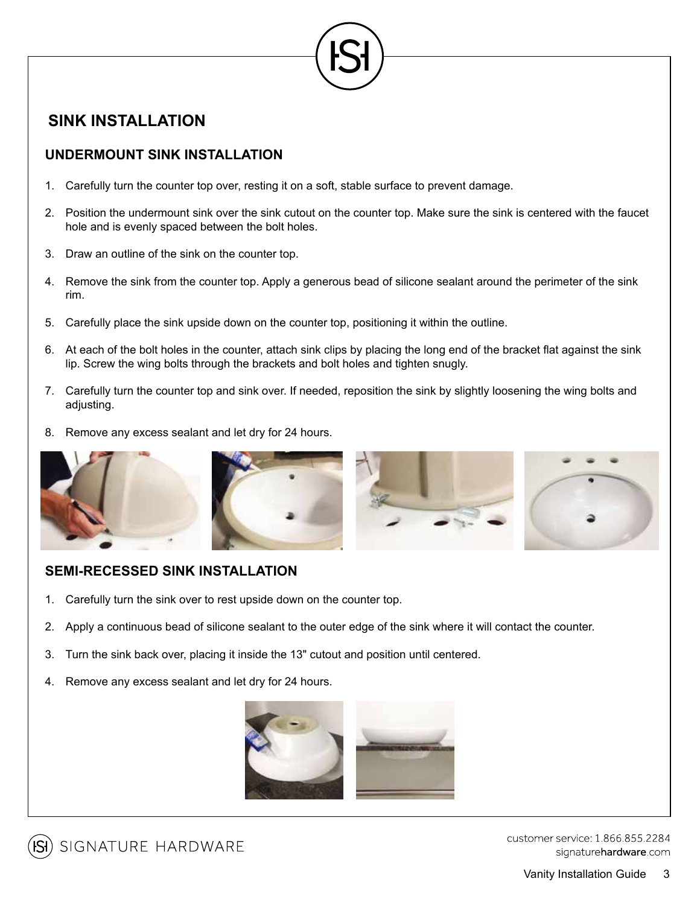# SINK INSTALLATION

## UNDERMOUNT SINK INSTALLATION

1. Carefully turn the counter top over, resting it on a soft, stable surface to prevent damage.
2. Position the undermount sink over the sink cutout on the counter top. Make sure the sink is centered with the faucet hole and is evenly spaced between the bolt holes.
3. Draw an outline of the sink on the counter top.
4. Remove the sink from the counter top. Apply a generous bead of silicone sealant around the perimeter of the sink rim.
5. Carefully place the sink upside down on the counter top, positioning it within the outline.
6. At each of the bolt holes in the counter, attach sink clips by placing the long end of the bracket flat against the sink lip. Screw the wing bolts through the brackets and bolt holes and tighten snugly.
7. Carefully turn the counter top and sink over. If needed, reposition the sink by slightly loosening the wing bolts and adjusting.
8. Remove any excess sealant and let dry for 24 hours.

## SEMI-RECESSED SINK INSTALLATION

1. Carefully turn the sink over to rest upside down on the counter top.
2. Apply a continuous bead of silicone sealant to the outer edge of the sink where it will contact the counter.
3. Turn the sink back over, placing it inside the 13" cutout and position until centered.
4. Remove any excess sealant and let dry for 24 hours.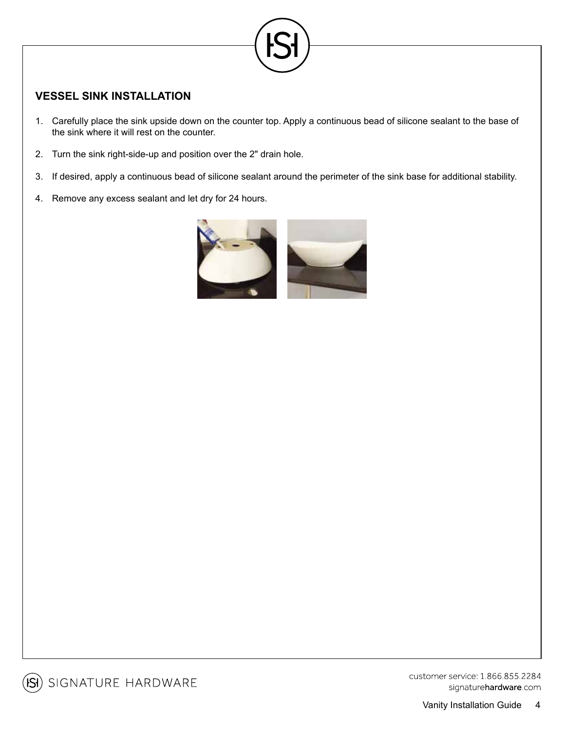## VESSEL SINK INSTALLATION

1. Carefully place the sink upside down on the counter top. Apply a continuous bead of silicone sealant to the base of the sink where it will rest on the counter.
2. Turn the sink right-side-up and position over the 2" drain hole.
3. If desired, apply a continuous bead of silicone sealant around the perimeter of the sink base for additional stability.
4. Remove any excess sealant and let dry for 24 hours.

customer service: 1.866.855.2284
signaturehardware.com